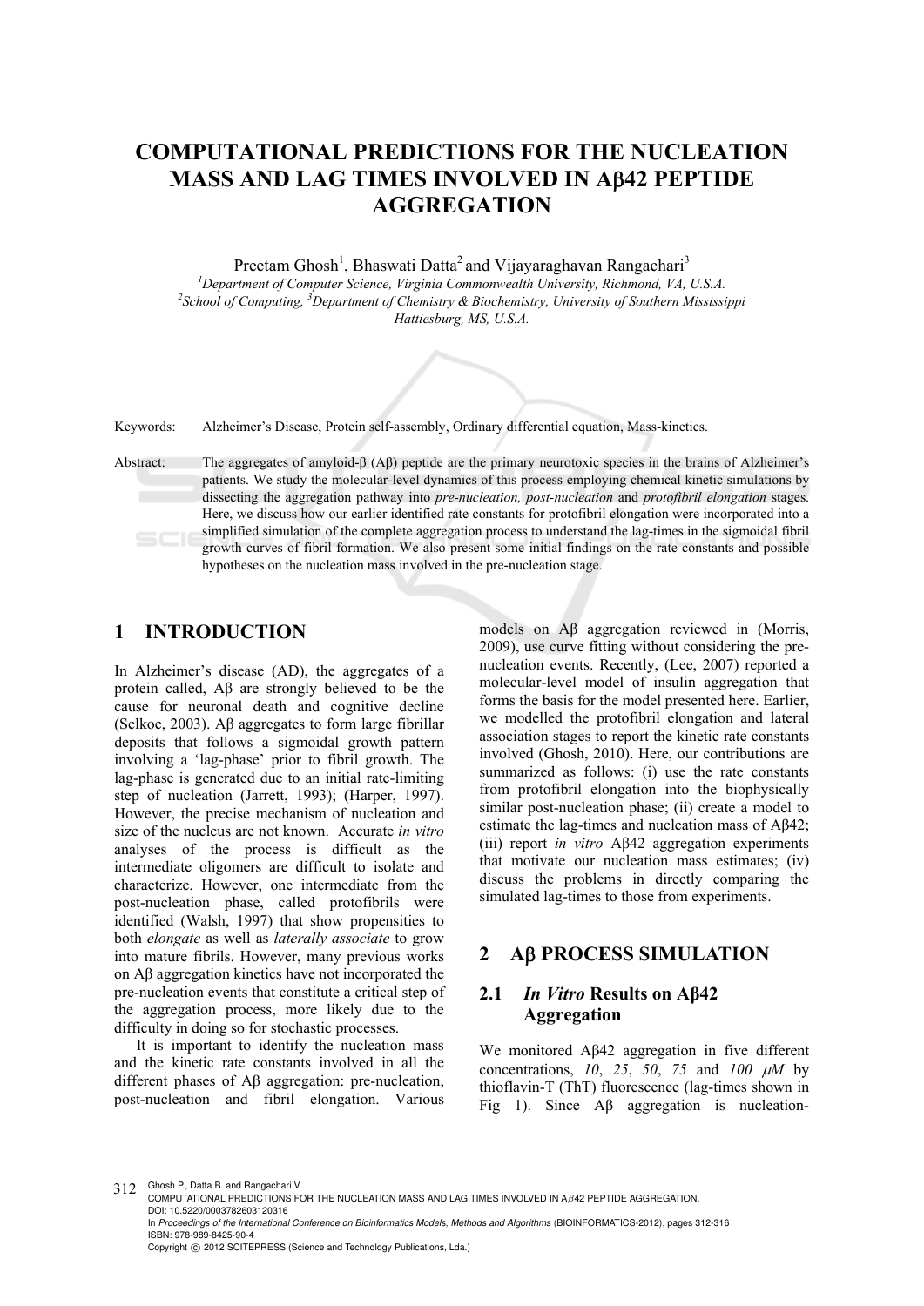# COMPUTATIONAL PREDICTIONS FOR THE NUCLEATION MASS AND LAG TIMES INVOLVED IN Aβ42 PEPTIDE AGGREGATION

Preetam Ghosh[1], Bhaswati Datta[2] and Vijayaraghavan Rangachari[3]

[1]Department of Computer Science, Virginia Commonwealth University, Richmond, VA, U.S.A.
[2]School of Computing, [3]Department of Chemistry & Biochemistry, University of Southern Mississippi Hattiesburg, MS, U.S.A.

Keywords: Alzheimer's Disease, Protein self-assembly, Ordinary differential equation, Mass-kinetics.

Abstract: The aggregates of amyloid-β (Aβ) peptide are the primary neurotoxic species in the brains of Alzheimer's patients. We study the molecular-level dynamics of this process employing chemical kinetic simulations by dissecting the aggregation pathway into *pre-nucleation, post-nucleation* and *protofibril elongation* stages. Here, we discuss how our earlier identified rate constants for protofibril elongation were incorporated into a simplified simulation of the complete aggregation process to understand the lag-times in the sigmoidal fibril growth curves of fibril formation. We also present some initial findings on the rate constants and possible hypotheses on the nucleation mass involved in the pre-nucleation stage.

## 1 INTRODUCTION

In Alzheimer's disease (AD), the aggregates of a protein called, Aβ are strongly believed to be the cause for neuronal death and cognitive decline (Selkoe, 2003). Aβ aggregates to form large fibrillar deposits that follows a sigmoidal growth pattern involving a 'lag-phase' prior to fibril growth. The lag-phase is generated due to an initial rate-limiting step of nucleation (Jarrett, 1993); (Harper, 1997). However, the precise mechanism of nucleation and size of the nucleus are not known. Accurate *in vitro* analyses of the process is difficult as the intermediate oligomers are difficult to isolate and characterize. However, one intermediate from the post-nucleation phase, called protofibrils were identified (Walsh, 1997) that show propensities to both *elongate* as well as *laterally associate* to grow into mature fibrils. However, many previous works on Aβ aggregation kinetics have not incorporated the pre-nucleation events that constitute a critical step of the aggregation process, more likely due to the difficulty in doing so for stochastic processes.

It is important to identify the nucleation mass and the kinetic rate constants involved in all the different phases of Aβ aggregation: pre-nucleation, post-nucleation and fibril elongation. Various models on Aβ aggregation reviewed in (Morris, 2009), use curve fitting without considering the pre-nucleation events. Recently, (Lee, 2007) reported a molecular-level model of insulin aggregation that forms the basis for the model presented here. Earlier, we modelled the protofibril elongation and lateral association stages to report the kinetic rate constants involved (Ghosh, 2010). Here, our contributions are summarized as follows: (i) use the rate constants from protofibril elongation into the biophysically similar post-nucleation phase; (ii) create a model to estimate the lag-times and nucleation mass of Aβ42; (iii) report *in vitro* Aβ42 aggregation experiments that motivate our nucleation mass estimates; (iv) discuss the problems in directly comparing the simulated lag-times to those from experiments.

## 2 Aβ PROCESS SIMULATION

### 2.1 *In Vitro* Results on Aβ42 Aggregation

We monitored Aβ42 aggregation in five different concentrations, *10*, *25*, *50*, *75* and *100 μM* by thioflavin-T (ThT) fluorescence (lag-times shown in Fig 1). Since Aβ aggregation is nucleation-

Ghosh P., Datta B. and Rangachari V..
COMPUTATIONAL PREDICTIONS FOR THE NUCLEATION MASS AND LAG TIMES INVOLVED IN Aβ42 PEPTIDE AGGREGATION.
DOI: 10.5220/0003782603120316
In *Proceedings of the International Conference on Bioinformatics Models, Methods and Algorithms* (BIOINFORMATICS-2012), pages 312-316
ISBN: 978-989-8425-90-4
Copyright © 2012 SCITEPRESS (Science and Technology Publications, Lda.)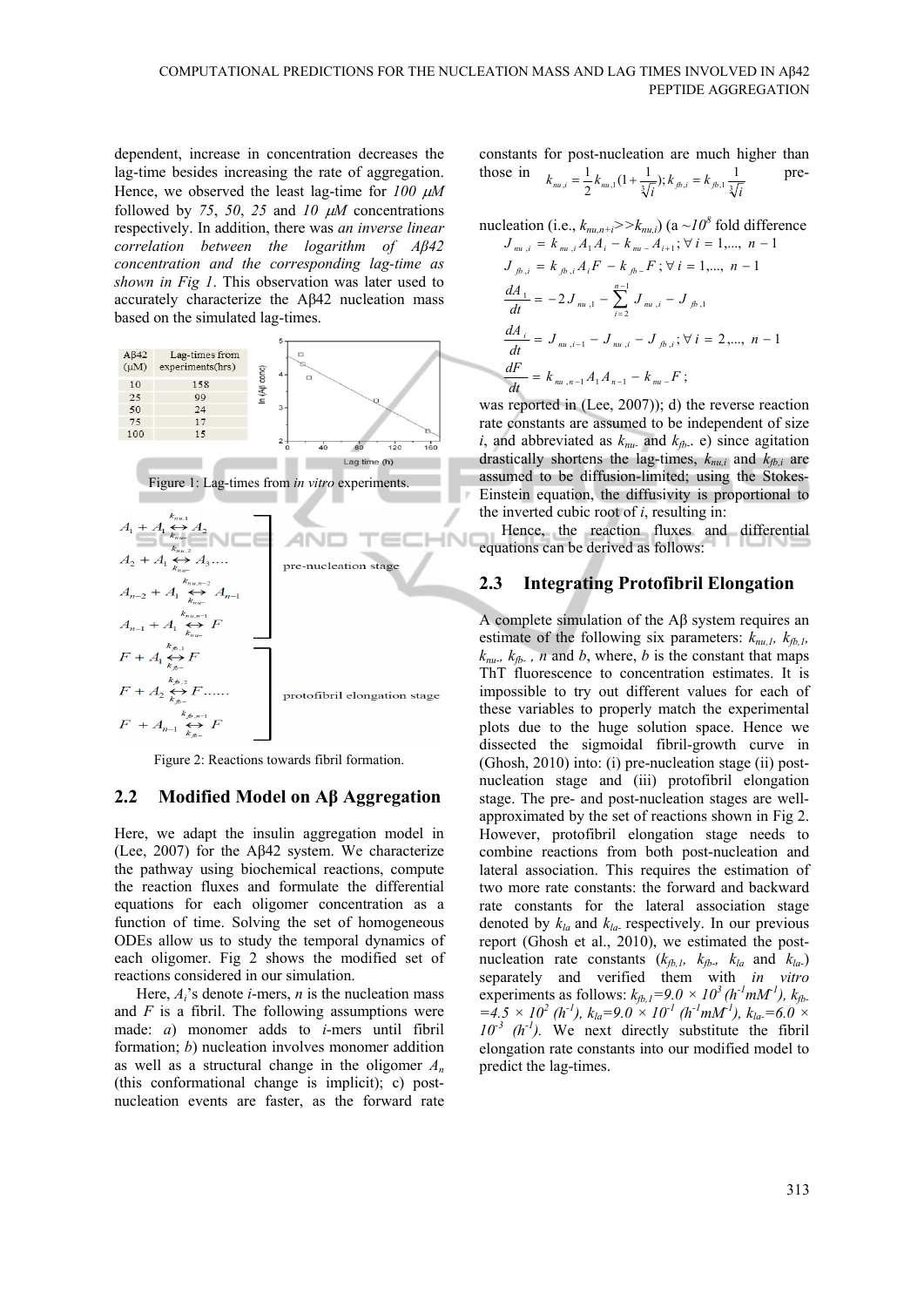dependent, increase in concentration decreases the lag-time besides increasing the rate of aggregation. Hence, we observed the least lag-time for *100 μM* followed by *75*, *50*, *25* and *10 μM* concentrations respectively. In addition, there was *an inverse linear correlation between the logarithm of Aβ42 concentration and the corresponding lag-time as shown in Fig 1*. This observation was later used to accurately characterize the Aβ42 nucleation mass based on the simulated lag-times.

| Aβ42 (μM) | Lag-times from experiments(hrs) |
|---|---|
| 10 | 158 |
| 25 | 99 |
| 50 | 24 |
| 75 | 17 |
| 100 | 15 |

Figure 1: Lag-times from *in vitro* experiments.

$$A_1 + A_1 \underset{k_{nu-}}{\overset{k_{nu,1}}{\leftrightarrow}} A_2$$
$$A_2 + A_1 \underset{k_{nu-}}{\overset{k_{nu,2}}{\leftrightarrow}} A_3 \ldots.$$
$$A_{n-2} + A_1 \underset{k_{nu-}}{\overset{k_{nu,n-2}}{\leftrightarrow}} A_{n-1}$$
$$A_{n-1} + A_1 \underset{k_{nu-}}{\overset{k_{nu,n-1}}{\leftrightarrow}} F$$

pre-nucleation stage

$$F + A_1 \underset{k_{fb-}}{\overset{k_{fb,1}}{\leftrightarrow}} F$$
$$F + A_2 \underset{k_{fb-}}{\overset{k_{fb,2}}{\leftrightarrow}} F \ldots\ldots$$
$$F + A_{n-1} \underset{k_{fb-}}{\overset{k_{fb,n-1}}{\leftrightarrow}} F$$

protofibril elongation stage

Figure 2: Reactions towards fibril formation.

## 2.2 Modified Model on Aβ Aggregation

Here, we adapt the insulin aggregation model in (Lee, 2007) for the Aβ42 system. We characterize the pathway using biochemical reactions, compute the reaction fluxes and formulate the differential equations for each oligomer concentration as a function of time. Solving the set of homogeneous ODEs allow us to study the temporal dynamics of each oligomer. Fig 2 shows the modified set of reactions considered in our simulation.

Here, $A_i$'s denote *i*-mers, *n* is the nucleation mass and *F* is a fibril. The following assumptions were made: *a*) monomer adds to *i*-mers until fibril formation; *b*) nucleation involves monomer addition as well as a structural change in the oligomer $A_n$ (this conformational change is implicit); c) post-nucleation events are faster, as the forward rate constants for post-nucleation are much higher than those in pre-nucleation (i.e., $k_{nu,n+i} >> k_{nu,i}$) (a $\sim 10^8$ fold difference was reported in (Lee, 2007)); d) the reverse reaction rate constants are assumed to be independent of size *i*, and abbreviated as $k_{nu-}$ and $k_{fb-}$. e) since agitation drastically shortens the lag-times, $k_{nu,i}$ and $k_{fb,i}$ are assumed to be diffusion-limited; using the Stokes-Einstein equation, the diffusivity is proportional to the inverted cubic root of *i*, resulting in:

$$k_{nu,i} = \frac{1}{2} k_{nu,1} \left(1 + \frac{1}{\sqrt[3]{i}}\right); \; k_{fb,i} = k_{fb,1} \frac{1}{\sqrt[3]{i}}$$

Hence, the reaction fluxes and differential equations can be derived as follows:

$$J_{nu,i} = k_{nu,i} A_1 A_i - k_{nu-} A_{i+1}; \; \forall\, i = 1, \ldots, \; n-1$$

$$J_{fb,i} = k_{fb,i} A_i F - k_{fb-} F; \; \forall\, i = 1, \ldots, \; n-1$$

$$\frac{dA_1}{dt} = -2 J_{nu,1} - \sum_{i=2}^{n-1} J_{nu,i} - J_{fb,1}$$

$$\frac{dA_i}{dt} = J_{nu,i-1} - J_{nu,i} - J_{fb,i}; \; \forall\, i = 2, \ldots, \; n-1$$

$$\frac{dF}{dt} = k_{nu,n-1} A_1 A_{n-1} - k_{nu-} F;$$

## 2.3 Integrating Protofibril Elongation

A complete simulation of the Aβ system requires an estimate of the following six parameters: $k_{nu,1}$, $k_{fb,1}$, $k_{nu-}$, $k_{fb-}$, *n* and *b*, where, *b* is the constant that maps ThT fluorescence to concentration estimates. It is impossible to try out different values for each of these variables to properly match the experimental plots due to the huge solution space. Hence we dissected the sigmoidal fibril-growth curve in (Ghosh, 2010) into: (i) pre-nucleation stage (ii) post-nucleation stage and (iii) protofibril elongation stage. The pre- and post-nucleation stages are well-approximated by the set of reactions shown in Fig 2. However, protofibril elongation stage needs to combine reactions from both post-nucleation and lateral association. This requires the estimation of two more rate constants: the forward and backward rate constants for the lateral association stage denoted by $k_{la}$ and $k_{la-}$ respectively. In our previous report (Ghosh et al., 2010), we estimated the post-nucleation rate constants ($k_{fb,1}$, $k_{fb-}$, $k_{la}$ and $k_{la-}$) separately and verified them with *in vitro* experiments as follows: $k_{fb,1}=9.0 \times 10^3$ ($h^{-1}mM^{-1}$), $k_{fb-}=4.5 \times 10^2$ ($h^{-1}$), $k_{la}=9.0 \times 10^{-1}$ ($h^{-1}mM^{-1}$), $k_{la-}=6.0 \times 10^{-3}$ ($h^{-1}$). We next directly substitute the fibril elongation rate constants into our modified model to predict the lag-times.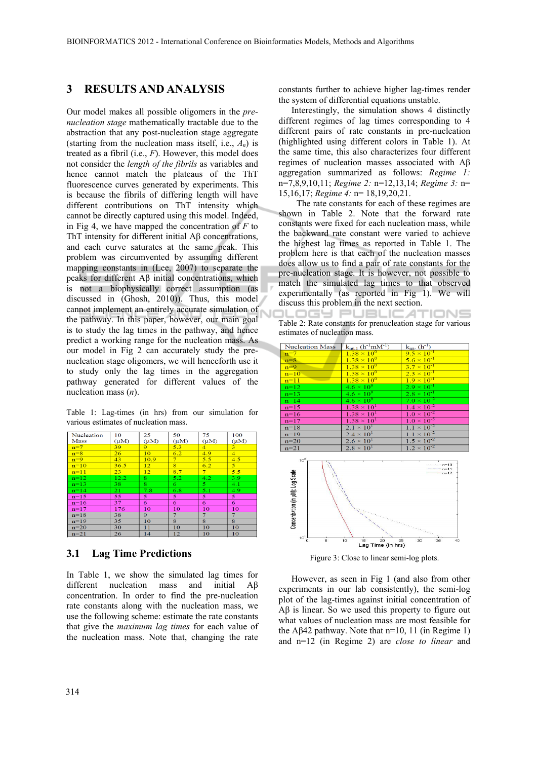## 3 RESULTS AND ANALYSIS

Our model makes all possible oligomers in the *pre-nucleation stage* mathematically tractable due to the abstraction that any post-nucleation stage aggregate (starting from the nucleation mass itself, i.e., $A_n$) is treated as a fibril (i.e., *F*). However, this model does not consider the *length of the fibrils* as variables and hence cannot match the plateaus of the ThT fluorescence curves generated by experiments. This is because the fibrils of differing length will have different contributions on ThT intensity which cannot be directly captured using this model. Indeed, in Fig 4, we have mapped the concentration of *F* to ThT intensity for different initial Aβ concentrations, and each curve saturates at the same peak. This problem was circumvented by assuming different mapping constants in (Lee, 2007) to separate the peaks for different Aβ initial concentrations, which is not a biophysically correct assumption (as discussed in (Ghosh, 2010)). Thus, this model cannot implement an entirely accurate simulation of the pathway. In this paper, however, our main goal is to study the lag times in the pathway, and hence predict a working range for the nucleation mass. As our model in Fig 2 can accurately study the pre-nucleation stage oligomers, we will henceforth use it to study only the lag times in the aggregation pathway generated for different values of the nucleation mass (*n*).

Table 1: Lag-times (in hrs) from our simulation for various estimates of nucleation mass.

| Nucleation Mass | 10 (μM) | 25 (μM) | 50 (μM) | 75 (μM) | 100 (μM) |
|---|---|---|---|---|---|
| n=7 | 39 | 9 | 5.3 | 4 | 3 |
| n=8 | 26 | 10 | 6.2 | 4.9 | 4 |
| n=9 | 43 | 10.9 | 7 | 5.5 | 4.5 |
| n=10 | 36.5 | 12 | 8 | 6.2 | 5 |
| n=11 | 23 | 12 | 8.7 | 7 | 5.5 |
| n=12 | 12.2 | 8 | 5.2 | 4.2 | 3.9 |
| n=13 | 38 | 8 | 6 | 5 | 4.1 |
| n=14 | 21 | 7.8 | 6.8 | 5.1 | 4.9 |
| n=15 | 55 | 5 | 5 | 5 | 5 |
| n=16 | 37 | 6 | 6 | 6 | 6 |
| n=17 | 176 | 10 | 10 | 10 | 10 |
| n=18 | 38 | 9 | 7 | 7 | 7 |
| n=19 | 35 | 10 | 8 | 8 | 8 |
| n=20 | 30 | 11 | 10 | 10 | 10 |
| n=21 | 26 | 14 | 12 | 10 | 10 |

### 3.1 Lag Time Predictions

In Table 1, we show the simulated lag times for different nucleation mass and initial Aβ concentration. In order to find the pre-nucleation rate constants along with the nucleation mass, we use the following scheme: estimate the rate constants that give the *maximum lag times* for each value of the nucleation mass. Note that, changing the rate constants further to achieve higher lag-times render the system of differential equations unstable.

Interestingly, the simulation shows 4 distinctly different regimes of lag times corresponding to 4 different pairs of rate constants in pre-nucleation (highlighted using different colors in Table 1). At the same time, this also characterizes four different regimes of nucleation masses associated with Aβ aggregation summarized as follows: *Regime 1:* n=7,8,9,10,11; *Regime 2:* n=12,13,14; *Regime 3:* n= 15,16,17; *Regime 4:* n= 18,19,20,21.

The rate constants for each of these regimes are shown in Table 2. Note that the forward rate constants were fixed for each nucleation mass, while the backward rate constant were varied to achieve the highest lag times as reported in Table 1. The problem here is that each of the nucleation masses does allow us to find a pair of rate constants for the pre-nucleation stage. It is however, not possible to match the simulated lag times to that observed experimentally (as reported in Fig 1). We will discuss this problem in the next section.

Table 2: Rate constants for prenucleation stage for various estimates of nucleation mass.

| Nucleation Mass | $k_{on,1}$ ($h^{-1}mM^{-1}$) | $k_{on,-}$ ($h^{-1}$) |
|---|---|---|
| n=7 | $1.38 \times 10^{0}$ | $9.5 \times 10^{-1}$ |
| n=8 | $1.38 \times 10^{0}$ | $5.6 \times 10^{-1}$ |
| n=9 | $1.38 \times 10^{0}$ | $3.7 \times 10^{-1}$ |
| n=10 | $1.38 \times 10^{0}$ | $2.3 \times 10^{-1}$ |
| n=11 | $1.38 \times 10^{0}$ | $1.9 \times 10^{-1}$ |
| n=12 | $4.6 \times 10^{0}$ | $2.9 \times 10^{-1}$ |
| n=13 | $4.6 \times 10^{0}$ | $2.8 \times 10^{-1}$ |
| n=14 | $4.6 \times 10^{0}$ | $7.0 \times 10^{-2}$ |
| n=15 | $1.38 \times 10^{1}$ | $1.4 \times 10^{-2}$ |
| n=16 | $1.38 \times 10^{1}$ | $1.0 \times 10^{-2}$ |
| n=17 | $1.38 \times 10^{1}$ | $1.0 \times 10^{-5}$ |
| n=18 | $2.1 \times 10^{1}$ | $1.1 \times 10^{-2}$ |
| n=19 | $2.4 \times 10^{1}$ | $1.1 \times 10^{-2}$ |
| n=20 | $2.6 \times 10^{1}$ | $1.5 \times 10^{-2}$ |
| n=21 | $2.8 \times 10^{1}$ | $1.2 \times 10^{-2}$ |

Figure 3: Close to linear semi-log plots.

However, as seen in Fig 1 (and also from other experiments in our lab consistently), the semi-log plot of the lag-times against initial concentration of Aβ is linear. So we used this property to figure out what values of nucleation mass are most feasible for the Aβ42 pathway. Note that n=10, 11 (in Regime 1) and n=12 (in Regime 2) are *close to linear* and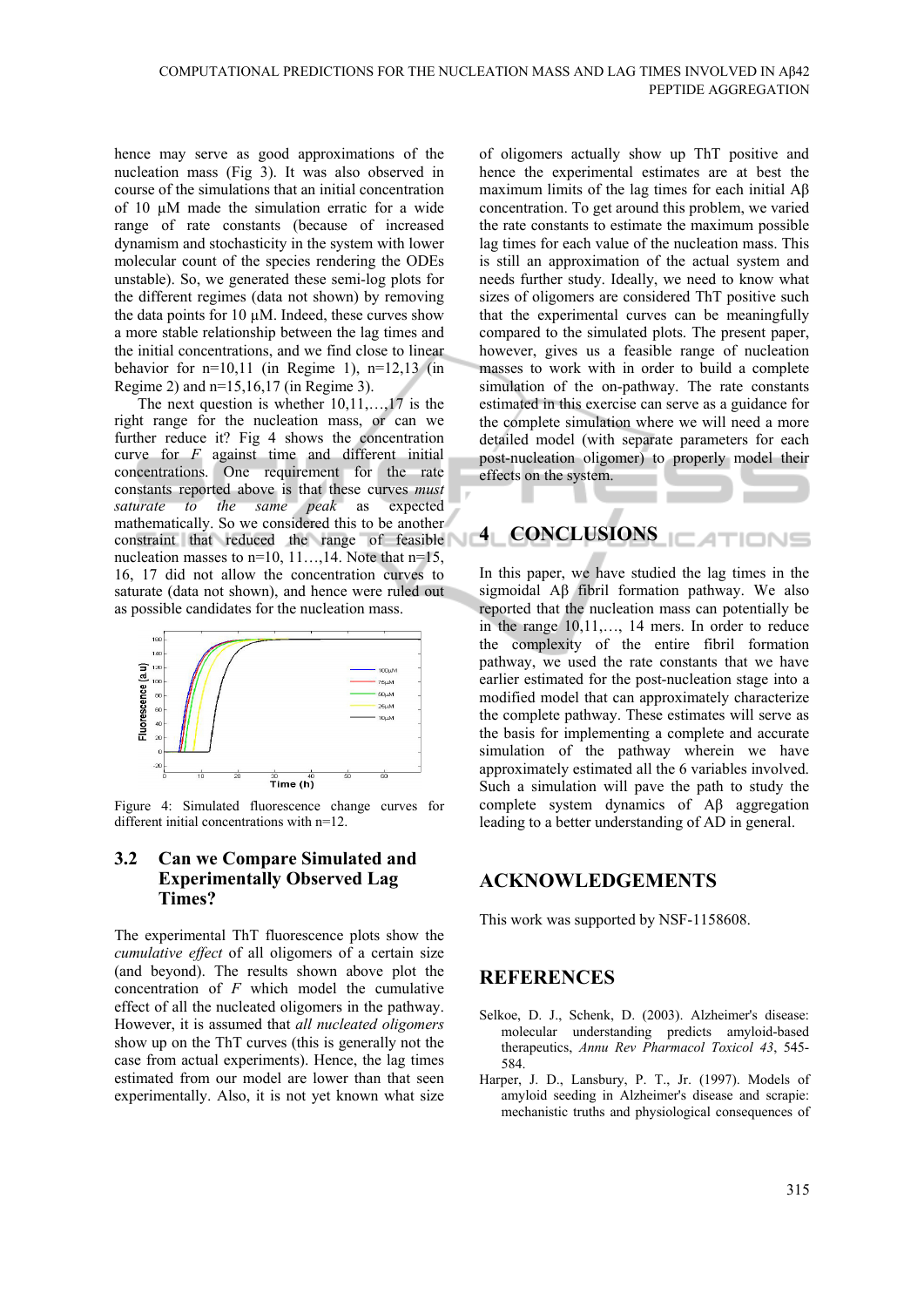hence may serve as good approximations of the nucleation mass (Fig 3). It was also observed in course of the simulations that an initial concentration of 10 μM made the simulation erratic for a wide range of rate constants (because of increased dynamism and stochasticity in the system with lower molecular count of the species rendering the ODEs unstable). So, we generated these semi-log plots for the different regimes (data not shown) by removing the data points for 10 μM. Indeed, these curves show a more stable relationship between the lag times and the initial concentrations, and we find close to linear behavior for n=10,11 (in Regime 1), n=12,13 (in Regime 2) and n=15,16,17 (in Regime 3).

The next question is whether 10,11,…,17 is the right range for the nucleation mass, or can we further reduce it? Fig 4 shows the concentration curve for *F* against time and different initial concentrations. One requirement for the rate constants reported above is that these curves *must saturate to the same peak* as expected mathematically. So we considered this to be another constraint that reduced the range of feasible nucleation masses to n=10, 11…,14. Note that n=15, 16, 17 did not allow the concentration curves to saturate (data not shown), and hence were ruled out as possible candidates for the nucleation mass.

Figure 4: Simulated fluorescence change curves for different initial concentrations with n=12.

### 3.2 Can we Compare Simulated and Experimentally Observed Lag Times?

The experimental ThT fluorescence plots show the *cumulative effect* of all oligomers of a certain size (and beyond). The results shown above plot the concentration of *F* which model the cumulative effect of all the nucleated oligomers in the pathway. However, it is assumed that *all nucleated oligomers* show up on the ThT curves (this is generally not the case from actual experiments). Hence, the lag times estimated from our model are lower than that seen experimentally. Also, it is not yet known what size of oligomers actually show up ThT positive and hence the experimental estimates are at best the maximum limits of the lag times for each initial Aβ concentration. To get around this problem, we varied the rate constants to estimate the maximum possible lag times for each value of the nucleation mass. This is still an approximation of the actual system and needs further study. Ideally, we need to know what sizes of oligomers are considered ThT positive such that the experimental curves can be meaningfully compared to the simulated plots. The present paper, however, gives us a feasible range of nucleation masses to work with in order to build a complete simulation of the on-pathway. The rate constants estimated in this exercise can serve as a guidance for the complete simulation where we will need a more detailed model (with separate parameters for each post-nucleation oligomer) to properly model their effects on the system.

## 4 CONCLUSIONS

In this paper, we have studied the lag times in the sigmoidal Aβ fibril formation pathway. We also reported that the nucleation mass can potentially be in the range 10,11,…, 14 mers. In order to reduce the complexity of the entire fibril formation pathway, we used the rate constants that we have earlier estimated for the post-nucleation stage into a modified model that can approximately characterize the complete pathway. These estimates will serve as the basis for implementing a complete and accurate simulation of the pathway wherein we have approximately estimated all the 6 variables involved. Such a simulation will pave the path to study the complete system dynamics of Aβ aggregation leading to a better understanding of AD in general.

## ACKNOWLEDGEMENTS

This work was supported by NSF-1158608.

## REFERENCES

Selkoe, D. J., Schenk, D. (2003). Alzheimer's disease: molecular understanding predicts amyloid-based therapeutics, *Annu Rev Pharmacol Toxicol 43*, 545-584.

Harper, J. D., Lansbury, P. T., Jr. (1997). Models of amyloid seeding in Alzheimer's disease and scrapie: mechanistic truths and physiological consequences of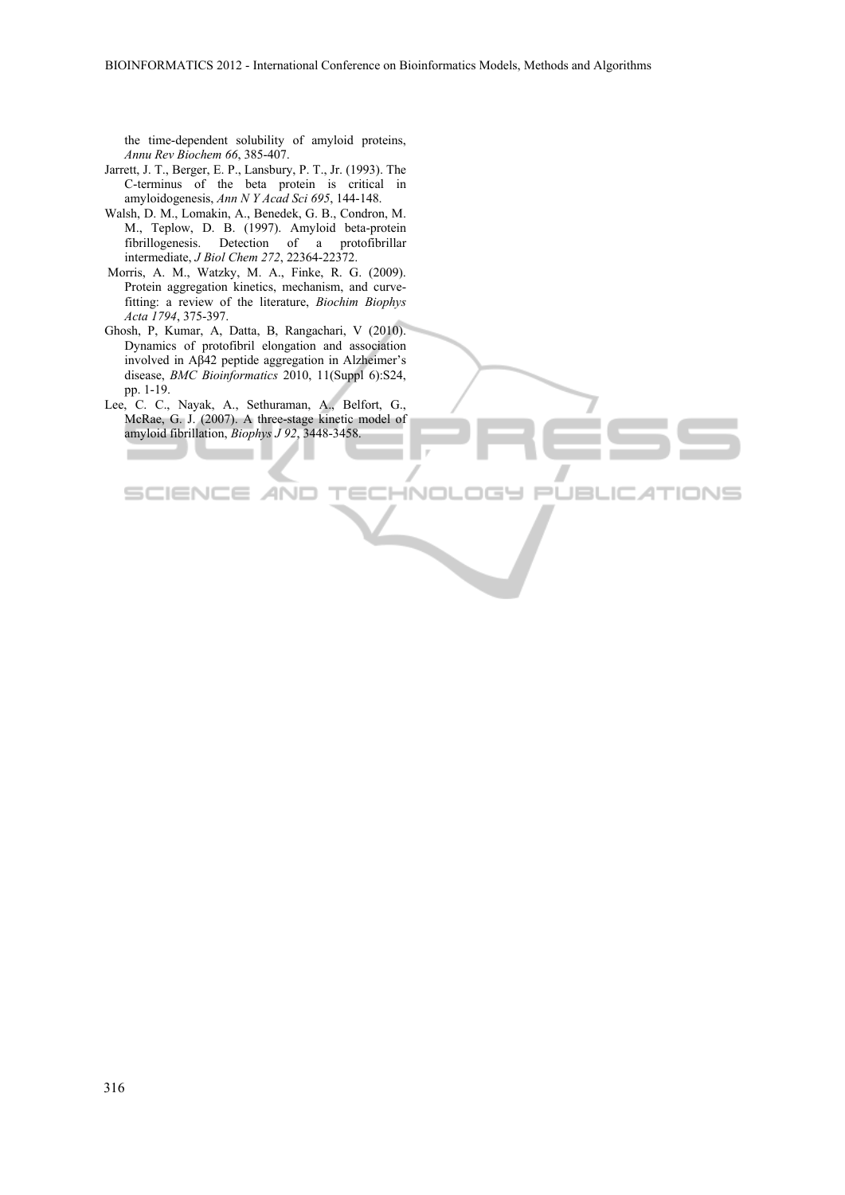the time-dependent solubility of amyloid proteins, *Annu Rev Biochem 66*, 385-407.

Jarrett, J. T., Berger, E. P., Lansbury, P. T., Jr. (1993). The C-terminus of the beta protein is critical in amyloidogenesis, *Ann N Y Acad Sci 695*, 144-148.

Walsh, D. M., Lomakin, A., Benedek, G. B., Condron, M. M., Teplow, D. B. (1997). Amyloid beta-protein fibrillogenesis. Detection of a protofibrillar intermediate, *J Biol Chem 272*, 22364-22372.

Morris, A. M., Watzky, M. A., Finke, R. G. (2009). Protein aggregation kinetics, mechanism, and curve-fitting: a review of the literature, *Biochim Biophys Acta 1794*, 375-397.

Ghosh, P, Kumar, A, Datta, B, Rangachari, V (2010). Dynamics of protofibril elongation and association involved in Aβ42 peptide aggregation in Alzheimer's disease, *BMC Bioinformatics* 2010, 11(Suppl 6):S24, pp. 1-19.

Lee, C. C., Nayak, A., Sethuraman, A., Belfort, G., McRae, G. J. (2007). A three-stage kinetic model of amyloid fibrillation, *Biophys J 92*, 3448-3458.